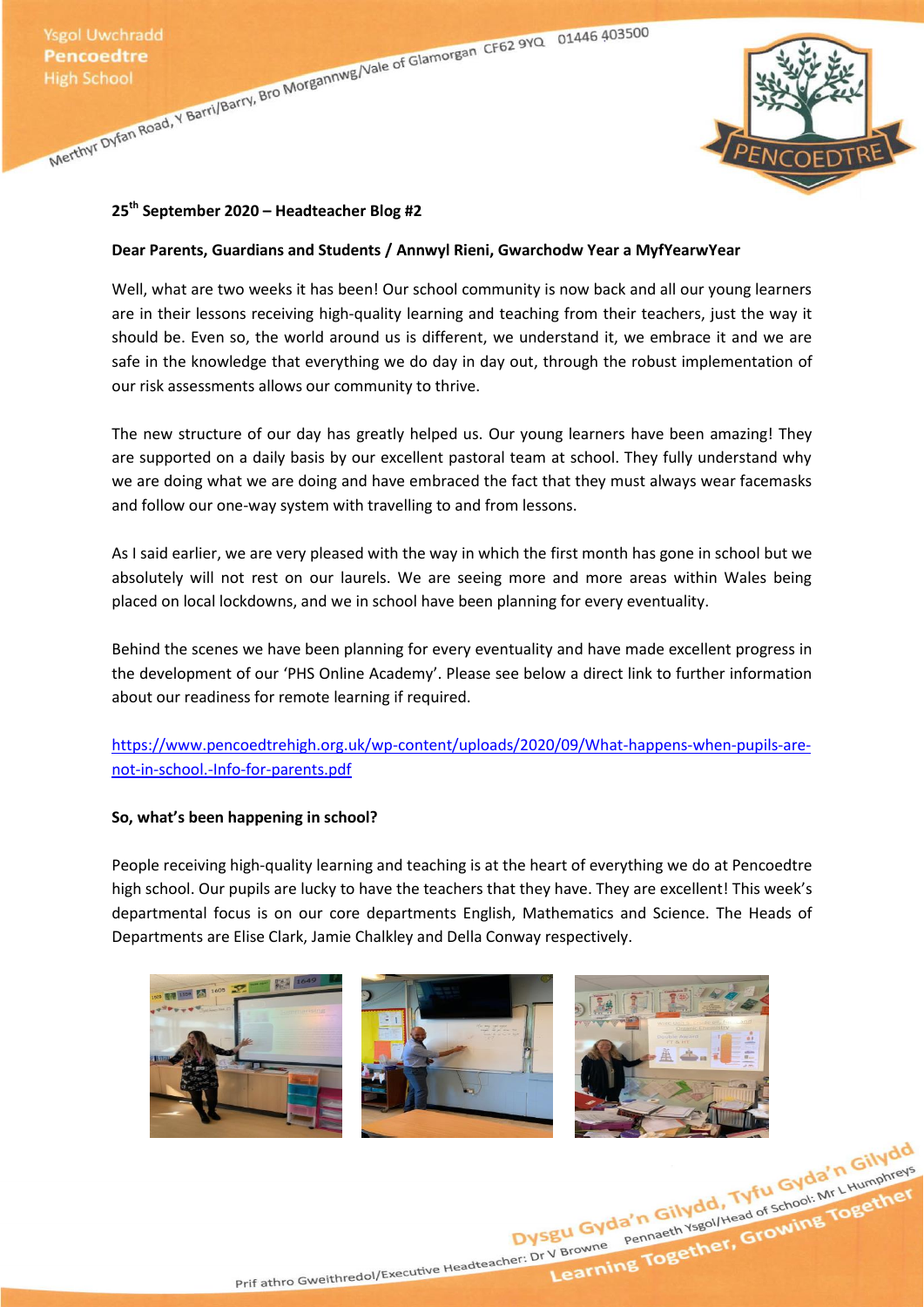**25th September 2020 – Headteacher Blog #2**

**Dear Parents, Guardians and Students / Annwyl Rieni, Gwarchodw Year a MyfYearwYear**

Well, what are two weeks it has been! Our school community is now back and all our young learners are in their lessons receiving high-quality learning and teaching from their teachers, just the way it should be. Even so, the world around us is different, we understand it, we embrace it and we are safe in the knowledge that everything we do day in day out, through the robust implementation of our risk assessments allows our community to thrive.

The new structure of our day has greatly helped us. Our young learners have been amazing! They are supported on a daily basis by our excellent pastoral team at school. They fully understand why we are doing what we are doing and have embraced the fact that they must always wear facemasks and follow our one-way system with travelling to and from lessons.

As I said earlier, we are very pleased with the way in which the first month has gone in school but we absolutely will not rest on our laurels. We are seeing more and more areas within Wales being placed on local lockdowns, and we in school have been planning for every eventuality.

Behind the scenes we have been planning for every eventuality and have made excellent progress in the development of our 'PHS Online Academy'. Please see below a direct link to further information about our readiness for remote learning if required.

https://www.pencoedtrehigh.org.uk/wp-content/uploads/2020/09/What-happens-when-pupils-are-not-in-school.-Info-for-parents.pdf

**So, what's been happening in school?**

People receiving high-quality learning and teaching is at the heart of everything we do at Pencoedtre high school. Our pupils are lucky to have the teachers that they have. They are excellent! This week's departmental focus is on our core departments English, Mathematics and Science. The Heads of Departments are Elise Clark, Jamie Chalkley and Della Conway respectively.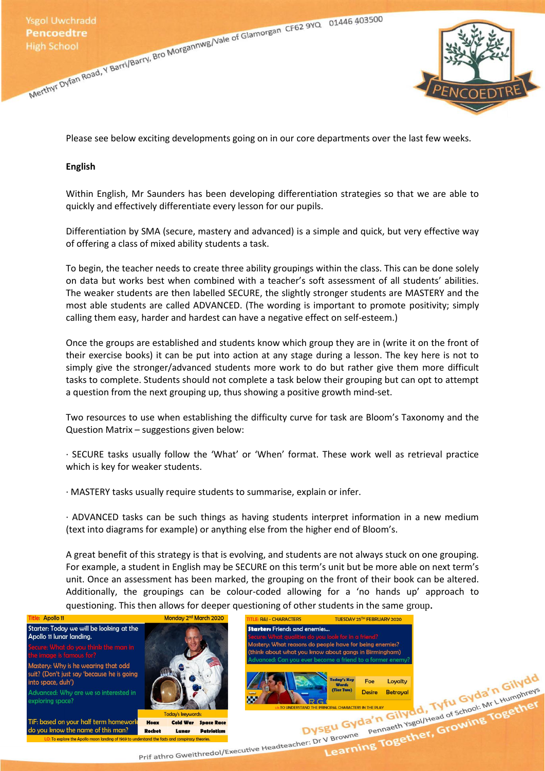Please see below exciting developments going on in our core departments over the last few weeks.

**English**

Within English, Mr Saunders has been developing differentiation strategies so that we are able to quickly and effectively differentiate every lesson for our pupils.

Differentiation by SMA (secure, mastery and advanced) is a simple and quick, but very effective way of offering a class of mixed ability students a task.

To begin, the teacher needs to create three ability groupings within the class. This can be done solely on data but works best when combined with a teacher's soft assessment of all students' abilities. The weaker students are then labelled SECURE, the slightly stronger students are MASTERY and the most able students are called ADVANCED. (The wording is important to promote positivity; simply calling them easy, harder and hardest can have a negative effect on self-esteem.)

Once the groups are established and students know which group they are in (write it on the front of their exercise books) it can be put into action at any stage during a lesson. The key here is not to simply give the stronger/advanced students more work to do but rather give them more difficult tasks to complete. Students should not complete a task below their grouping but can opt to attempt a question from the next grouping up, thus showing a positive growth mind-set.

Two resources to use when establishing the difficulty curve for task are Bloom's Taxonomy and the Question Matrix – suggestions given below:

· SECURE tasks usually follow the 'What' or 'When' format. These work well as retrieval practice which is key for weaker students.

· MASTERY tasks usually require students to summarise, explain or infer.

· ADVANCED tasks can be such things as having students interpret information in a new medium (text into diagrams for example) or anything else from the higher end of Bloom's.

A great benefit of this strategy is that is evolving, and students are not always stuck on one grouping. For example, a student in English may be SECURE on this term's unit but be more able on next term's unit. Once an assessment has been marked, the grouping on the front of their book can be altered. Additionally, the groupings can be colour-coded allowing for a 'no hands up' approach to questioning. This then allows for deeper questioning of other students in the same group.

Title: Apollo 11
Monday 2nd March 2020

Starter: Today we will be looking at the Apollo 11 lunar landing.

Secure: What do you think the man in the image is famous for?

Mastery: Why is he wearing that odd suit? (Don't just say 'because he is going into space, duh')

Advanced: Why are we so interested in exploring space?

TiF: based on your half term homework do you know the name of this man?

Today's keywords:

| | | |
|---|---|---|
| Hoax | Cold War | Space Race |
| Rocket | Lunar | Patriotism |

LO: To explore the Apollo moon landing of 1969 to understand the facts and conspiracy theories.

TITLE: R&J - CHARACTERS
TUESDAY 25TH FEBRUARY 2020

Starter: Friends and enemies...

Secure: What qualities do you look for in a friend?

Mastery: What reasons do people have for being enemies? (think about what you know about gangs in Birmingham)

Advanced: Can you ever become a friend to a former enemy?

Today's Key Words (Tier Two)

| | |
|---|---|
| Foe | Loyalty |
| Desire | Betrayal |

LO: TO UNDERSTAND THE PRINCIPAL CHARACTERS IN THE PLAY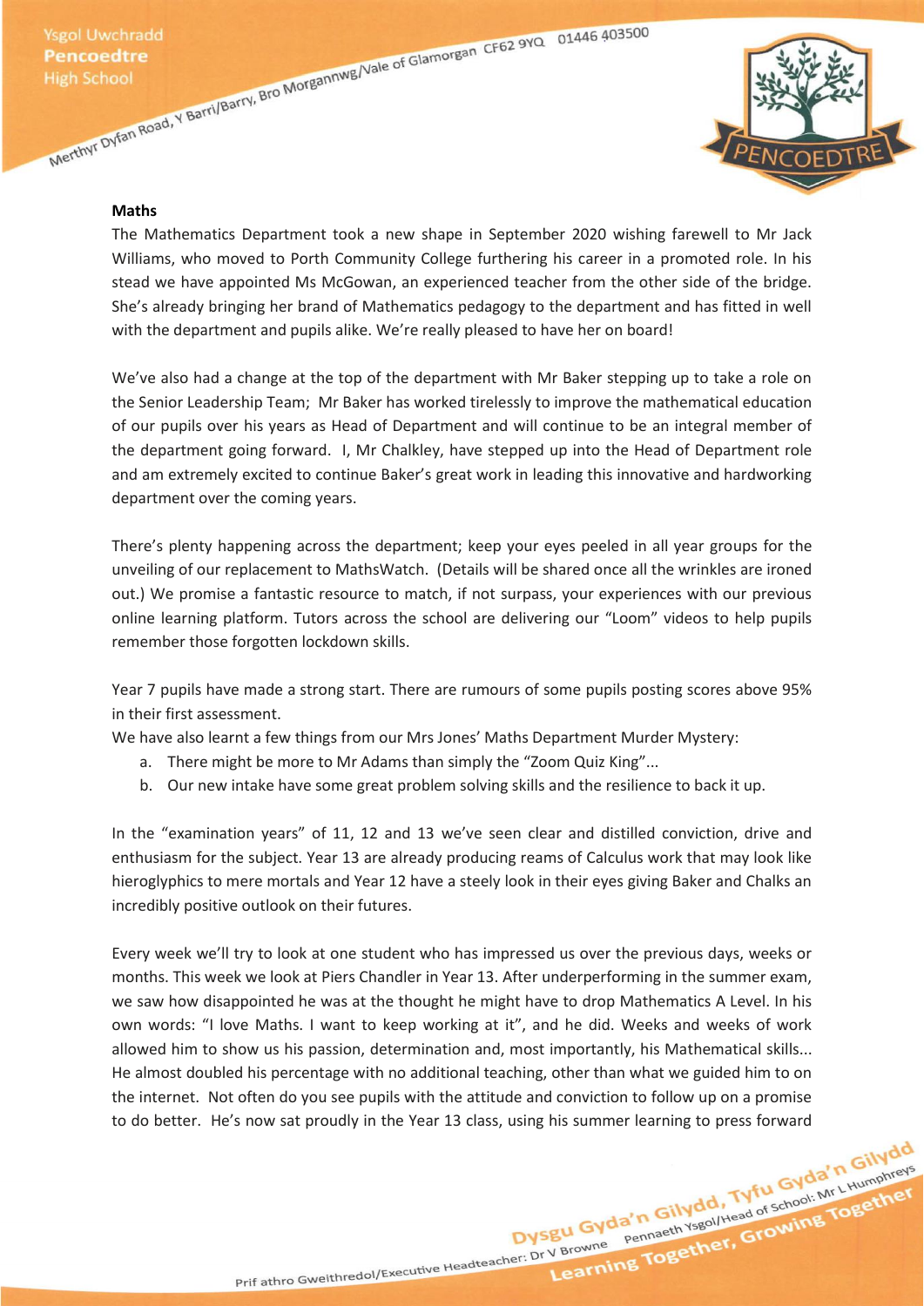**Maths**

The Mathematics Department took a new shape in September 2020 wishing farewell to Mr Jack Williams, who moved to Porth Community College furthering his career in a promoted role. In his stead we have appointed Ms McGowan, an experienced teacher from the other side of the bridge. She's already bringing her brand of Mathematics pedagogy to the department and has fitted in well with the department and pupils alike. We're really pleased to have her on board!

We've also had a change at the top of the department with Mr Baker stepping up to take a role on the Senior Leadership Team; Mr Baker has worked tirelessly to improve the mathematical education of our pupils over his years as Head of Department and will continue to be an integral member of the department going forward. I, Mr Chalkley, have stepped up into the Head of Department role and am extremely excited to continue Baker's great work in leading this innovative and hardworking department over the coming years.

There's plenty happening across the department; keep your eyes peeled in all year groups for the unveiling of our replacement to MathsWatch. (Details will be shared once all the wrinkles are ironed out.) We promise a fantastic resource to match, if not surpass, your experiences with our previous online learning platform. Tutors across the school are delivering our "Loom" videos to help pupils remember those forgotten lockdown skills.

Year 7 pupils have made a strong start. There are rumours of some pupils posting scores above 95% in their first assessment.

We have also learnt a few things from our Mrs Jones' Maths Department Murder Mystery:

a. There might be more to Mr Adams than simply the "Zoom Quiz King"...
b. Our new intake have some great problem solving skills and the resilience to back it up.

In the "examination years" of 11, 12 and 13 we've seen clear and distilled conviction, drive and enthusiasm for the subject. Year 13 are already producing reams of Calculus work that may look like hieroglyphics to mere mortals and Year 12 have a steely look in their eyes giving Baker and Chalks an incredibly positive outlook on their futures.

Every week we'll try to look at one student who has impressed us over the previous days, weeks or months. This week we look at Piers Chandler in Year 13. After underperforming in the summer exam, we saw how disappointed he was at the thought he might have to drop Mathematics A Level. In his own words: "I love Maths. I want to keep working at it", and he did. Weeks and weeks of work allowed him to show us his passion, determination and, most importantly, his Mathematical skills... He almost doubled his percentage with no additional teaching, other than what we guided him to on the internet. Not often do you see pupils with the attitude and conviction to follow up on a promise to do better. He's now sat proudly in the Year 13 class, using his summer learning to press forward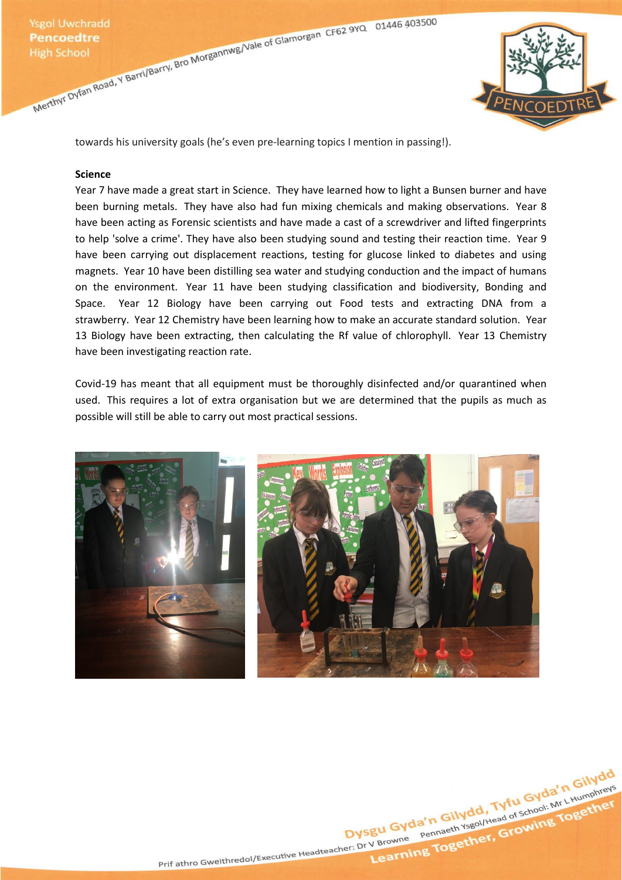towards his university goals (he's even pre-learning topics I mention in passing!).

**Science**

Year 7 have made a great start in Science. They have learned how to light a Bunsen burner and have been burning metals. They have also had fun mixing chemicals and making observations. Year 8 have been acting as Forensic scientists and have made a cast of a screwdriver and lifted fingerprints to help 'solve a crime'. They have also been studying sound and testing their reaction time. Year 9 have been carrying out displacement reactions, testing for glucose linked to diabetes and using magnets. Year 10 have been distilling sea water and studying conduction and the impact of humans on the environment. Year 11 have been studying classification and biodiversity, Bonding and Space. Year 12 Biology have been carrying out Food tests and extracting DNA from a strawberry. Year 12 Chemistry have been learning how to make an accurate standard solution. Year 13 Biology have been extracting, then calculating the Rf value of chlorophyll. Year 13 Chemistry have been investigating reaction rate.

Covid-19 has meant that all equipment must be thoroughly disinfected and/or quarantined when used. This requires a lot of extra organisation but we are determined that the pupils as much as possible will still be able to carry out most practical sessions.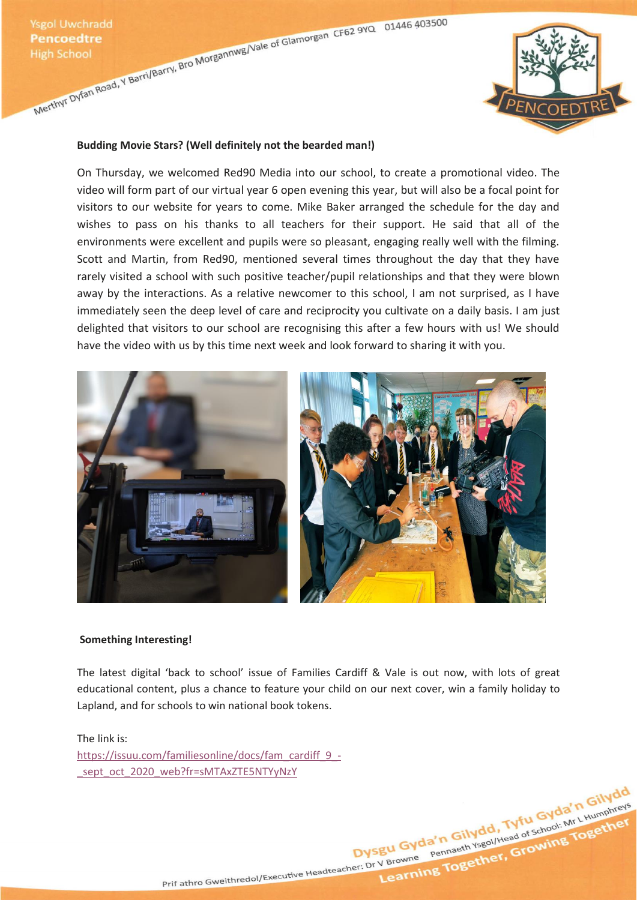**Budding Movie Stars? (Well definitely not the bearded man!)**

On Thursday, we welcomed Red90 Media into our school, to create a promotional video. The video will form part of our virtual year 6 open evening this year, but will also be a focal point for visitors to our website for years to come. Mike Baker arranged the schedule for the day and wishes to pass on his thanks to all teachers for their support. He said that all of the environments were excellent and pupils were so pleasant, engaging really well with the filming. Scott and Martin, from Red90, mentioned several times throughout the day that they have rarely visited a school with such positive teacher/pupil relationships and that they were blown away by the interactions. As a relative newcomer to this school, I am not surprised, as I have immediately seen the deep level of care and reciprocity you cultivate on a daily basis. I am just delighted that visitors to our school are recognising this after a few hours with us! We should have the video with us by this time next week and look forward to sharing it with you.

**Something Interesting!**

The latest digital 'back to school' issue of Families Cardiff & Vale is out now, with lots of great educational content, plus a chance to feature your child on our next cover, win a family holiday to Lapland, and for schools to win national book tokens.

The link is:
[https://issuu.com/familiesonline/docs/fam_cardiff_9_-_sept_oct_2020_web?fr=sMTAxZTE5NTYyNzY](https://issuu.com/familiesonline/docs/fam_cardiff_9_-_sept_oct_2020_web?fr=sMTAxZTE5NTYyNzY)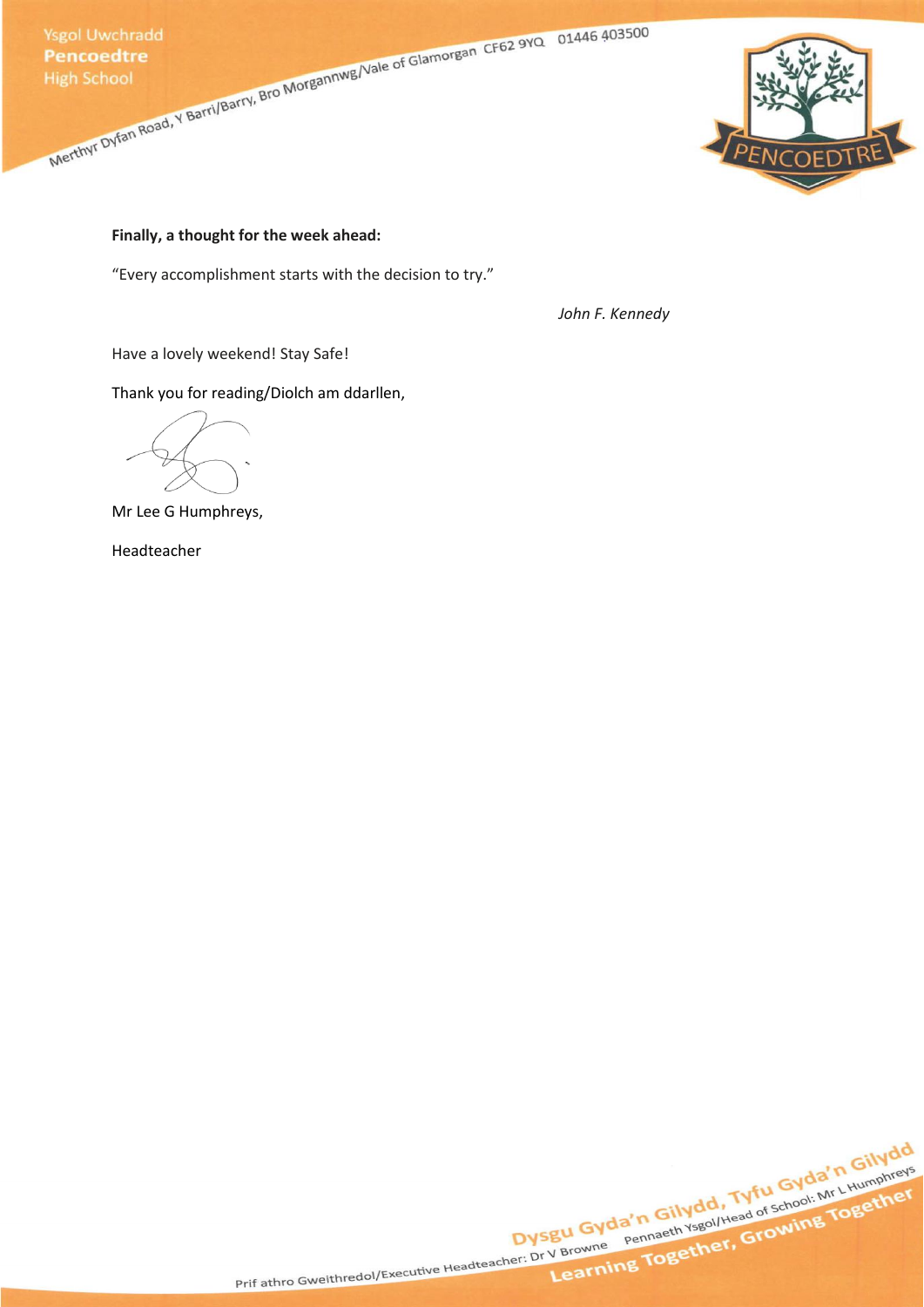**Finally, a thought for the week ahead:**

"Every accomplishment starts with the decision to try."

*John F. Kennedy*

Have a lovely weekend! Stay Safe!

Thank you for reading/Diolch am ddarllen,

Mr Lee G Humphreys,

Headteacher